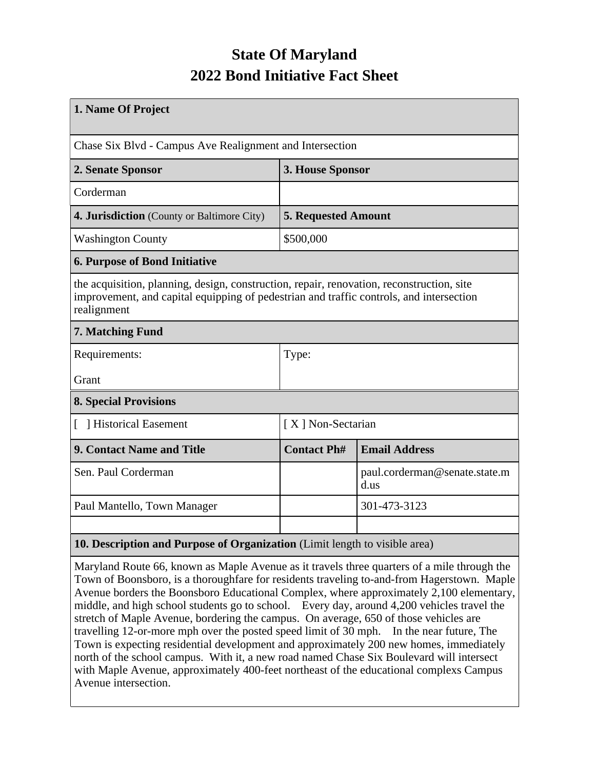# State Of Maryland
# 2022 Bond Initiative Fact Sheet

| **1. Name Of Project** | | |
|---|---|---|
| Chase Six Blvd - Campus Ave Realignment and Intersection | | |
| **2. Senate Sponsor** | **3. House Sponsor** | |
| Corderman | | |
| **4. Jurisdiction** (County or Baltimore City) | **5. Requested Amount** | |
| Washington County | $500,000 | |
| **6. Purpose of Bond Initiative** | | |
| the acquisition, planning, design, construction, repair, renovation, reconstruction, site improvement, and capital equipping of pedestrian and traffic controls, and intersection realignment | | |
| **7. Matching Fund** | | |
| Requirements: Grant | Type: | |
| **8. Special Provisions** | | |
| [ ] Historical Easement | [ X ] Non-Sectarian | |
| **9. Contact Name and Title** | **Contact Ph#** | **Email Address** |
| Sen. Paul Corderman | | paul.corderman@senate.state.md.us |
| Paul Mantello, Town Manager | | 301-473-3123 |
| | | |
| **10. Description and Purpose of Organization** (Limit length to visible area) | | |
| Maryland Route 66, known as Maple Avenue as it travels three quarters of a mile through the Town of Boonsboro, is a thoroughfare for residents traveling to-and-from Hagerstown. Maple Avenue borders the Boonsboro Educational Complex, where approximately 2,100 elementary, middle, and high school students go to school. Every day, around 4,200 vehicles travel the stretch of Maple Avenue, bordering the campus. On average, 650 of those vehicles are travelling 12-or-more mph over the posted speed limit of 30 mph. In the near future, The Town is expecting residential development and approximately 200 new homes, immediately north of the school campus. With it, a new road named Chase Six Boulevard will intersect with Maple Avenue, approximately 400-feet northeast of the educational complexs Campus Avenue intersection. | | |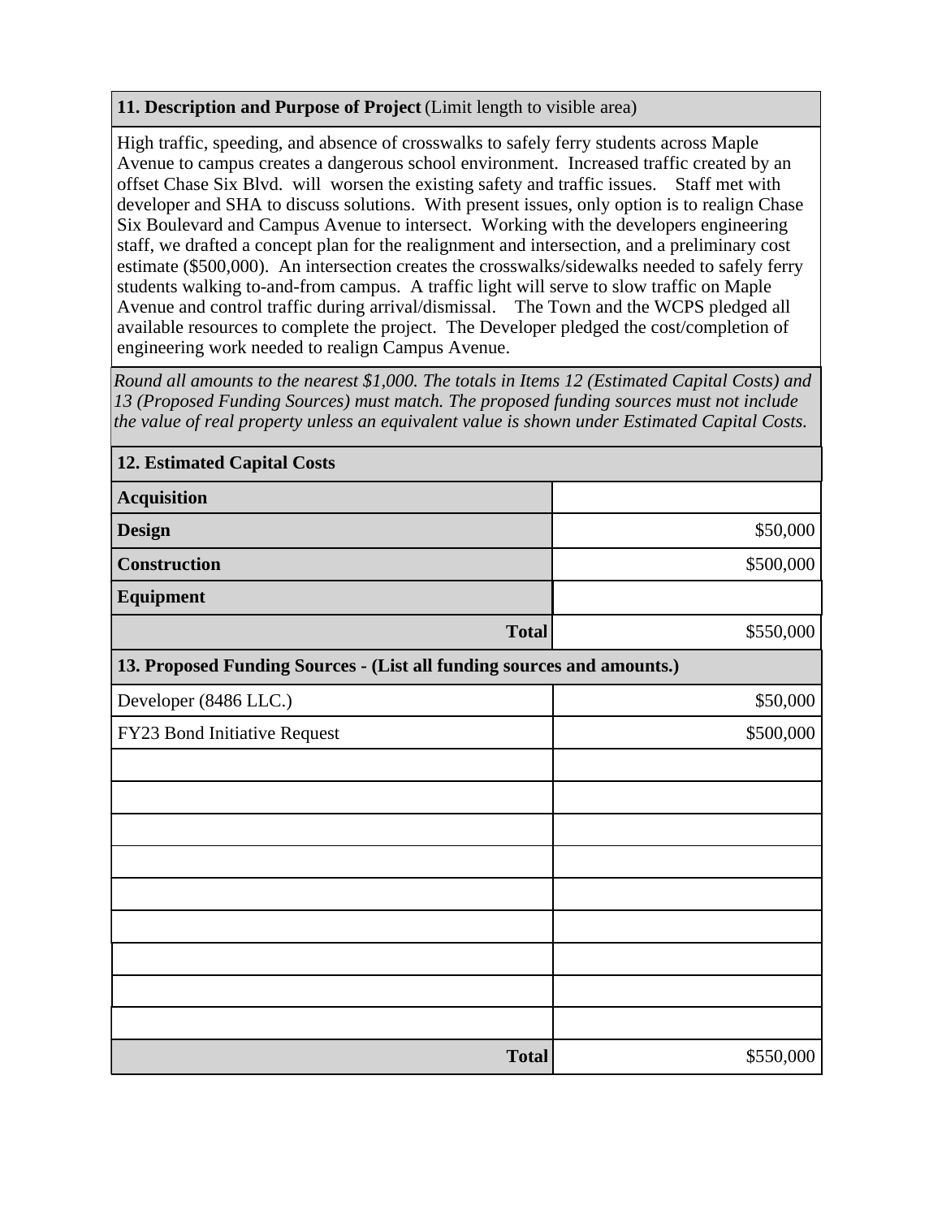**11. Description and Purpose of Project** (Limit length to visible area)

High traffic, speeding, and absence of crosswalks to safely ferry students across Maple Avenue to campus creates a dangerous school environment. Increased traffic created by an offset Chase Six Blvd. will worsen the existing safety and traffic issues. Staff met with developer and SHA to discuss solutions. With present issues, only option is to realign Chase Six Boulevard and Campus Avenue to intersect. Working with the developers engineering staff, we drafted a concept plan for the realignment and intersection, and a preliminary cost estimate ($500,000). An intersection creates the crosswalks/sidewalks needed to safely ferry students walking to-and-from campus. A traffic light will serve to slow traffic on Maple Avenue and control traffic during arrival/dismissal. The Town and the WCPS pledged all available resources to complete the project. The Developer pledged the cost/completion of engineering work needed to realign Campus Avenue.

*Round all amounts to the nearest $1,000. The totals in Items 12 (Estimated Capital Costs) and 13 (Proposed Funding Sources) must match. The proposed funding sources must not include the value of real property unless an equivalent value is shown under Estimated Capital Costs.*

| 12. Estimated Capital Costs | |
|---|---|
| **Acquisition** | |
| **Design** | $50,000 |
| **Construction** | $500,000 |
| **Equipment** | |
| **Total** | $550,000 |

| 13. Proposed Funding Sources - (List all funding sources and amounts.) | |
|---|---|
| Developer (8486 LLC.) | $50,000 |
| FY23 Bond Initiative Request | $500,000 |
| | |
| | |
| | |
| | |
| | |
| | |
| | |
| | |
| | |
| **Total** | $550,000 |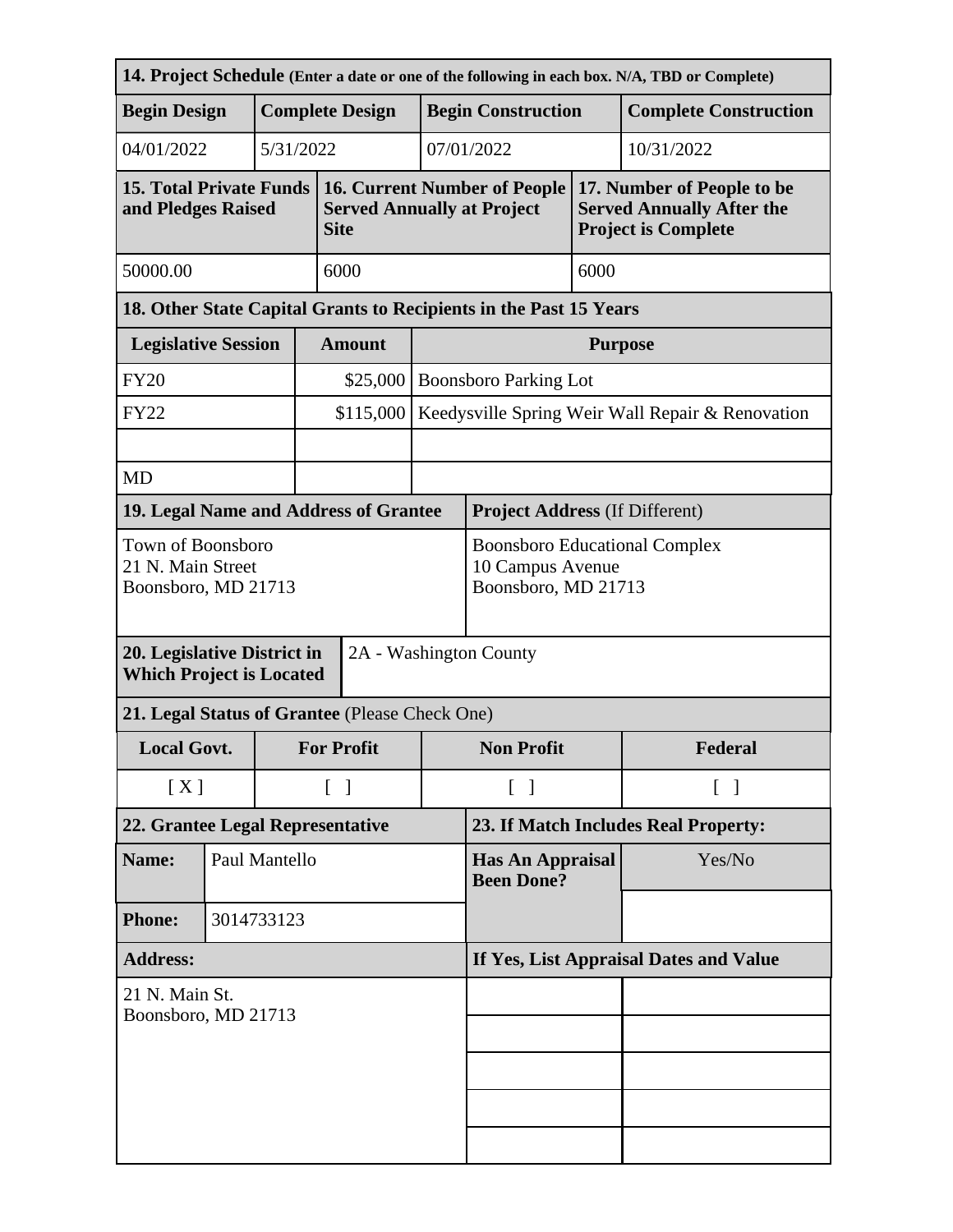| **14. Project Schedule** (Enter a date or one of the following in each box. N/A, TBD or Complete) | | | |
|---|---|---|---|
| **Begin Design** | **Complete Design** | **Begin Construction** | **Complete Construction** |
| 04/01/2022 | 5/31/2022 | 07/01/2022 | 10/31/2022 |

| **15. Total Private Funds and Pledges Raised** | **16. Current Number of People Served Annually at Project Site** | **17. Number of People to be Served Annually After the Project is Complete** |
|---|---|---|
| 50000.00 | 6000 | 6000 |

| **18. Other State Capital Grants to Recipients in the Past 15 Years** | | |
|---|---|---|
| **Legislative Session** | **Amount** | **Purpose** |
| FY20 | $25,000 | Boonsboro Parking Lot |
| FY22 | $115,000 | Keedysville Spring Weir Wall Repair & Renovation |
| | | |
| MD | | |

| **19. Legal Name and Address of Grantee** | **Project Address** (If Different) |
|---|---|
| Town of Boonsboro<br>21 N. Main Street<br>Boonsboro, MD 21713 | Boonsboro Educational Complex<br>10 Campus Avenue<br>Boonsboro, MD 21713 |

| **20. Legislative District in Which Project is Located** | 2A - Washington County |
|---|---|

| **21. Legal Status of Grantee** (Please Check One) | | | |
|---|---|---|---|
| **Local Govt.** | **For Profit** | **Non Profit** | **Federal** |
| [ X ] | [ ] | [ ] | [ ] |

| **22. Grantee Legal Representative** | | **23. If Match Includes Real Property:** | |
|---|---|---|---|
| **Name:** | Paul Mantello | **Has An Appraisal Been Done?** | Yes/No |
| **Phone:** | 3014733123 | | |
| **Address:** | | **If Yes, List Appraisal Dates and Value** | |
| 21 N. Main St.<br>Boonsboro, MD 21713 | | | |
| | | | |
| | | | |
| | | | |
| | | | |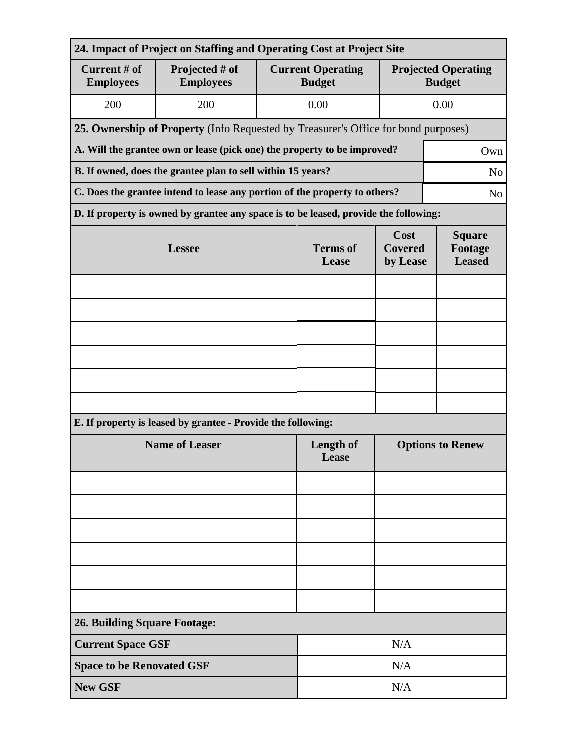**24. Impact of Project on Staffing and Operating Cost at Project Site**

| Current # of Employees | Projected # of Employees | Current Operating Budget | Projected Operating Budget |
|---|---|---|---|
| 200 | 200 | 0.00 | 0.00 |

**25. Ownership of Property** (Info Requested by Treasurer's Office for bond purposes)

| | |
|---|---|
| **A. Will the grantee own or lease (pick one) the property to be improved?** | Own |
| **B. If owned, does the grantee plan to sell within 15 years?** | No |
| **C. Does the grantee intend to lease any portion of the property to others?** | No |

**D. If property is owned by grantee any space is to be leased, provide the following:**

| Lessee | Terms of Lease | Cost Covered by Lease | Square Footage Leased |
|---|---|---|---|
| | | | |
| | | | |
| | | | |
| | | | |
| | | | |
| | | | |

**E. If property is leased by grantee - Provide the following:**

| Name of Leaser | Length of Lease | Options to Renew |
|---|---|---|
| | | |
| | | |
| | | |
| | | |
| | | |
| | | |

**26. Building Square Footage:**

| | |
|---|---|
| **Current Space GSF** | N/A |
| **Space to be Renovated GSF** | N/A |
| **New GSF** | N/A |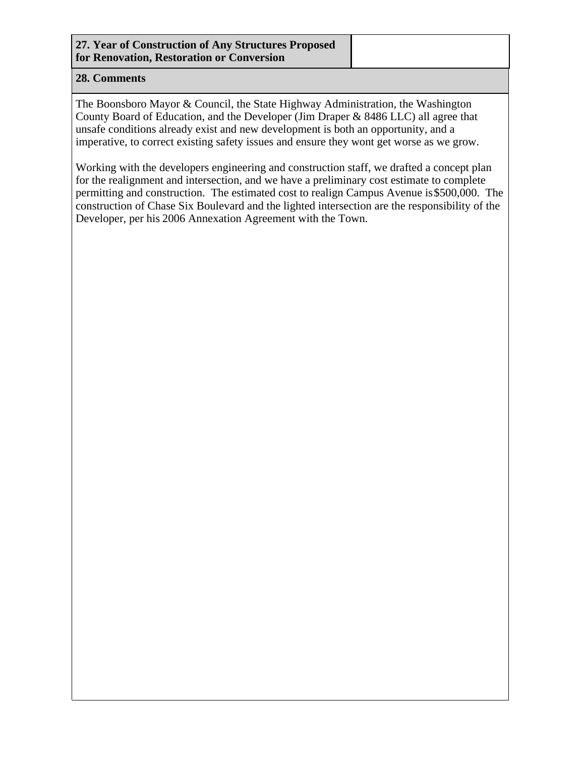| 27. Year of Construction of Any Structures Proposed for Renovation, Restoration or Conversion | |
| --- | --- |

**28. Comments**

The Boonsboro Mayor & Council, the State Highway Administration, the Washington County Board of Education, and the Developer (Jim Draper & 8486 LLC) all agree that unsafe conditions already exist and new development is both an opportunity, and a imperative, to correct existing safety issues and ensure they wont get worse as we grow.

Working with the developers engineering and construction staff, we drafted a concept plan for the realignment and intersection, and we have a preliminary cost estimate to complete permitting and construction. The estimated cost to realign Campus Avenue is $500,000. The construction of Chase Six Boulevard and the lighted intersection are the responsibility of the Developer, per his 2006 Annexation Agreement with the Town.